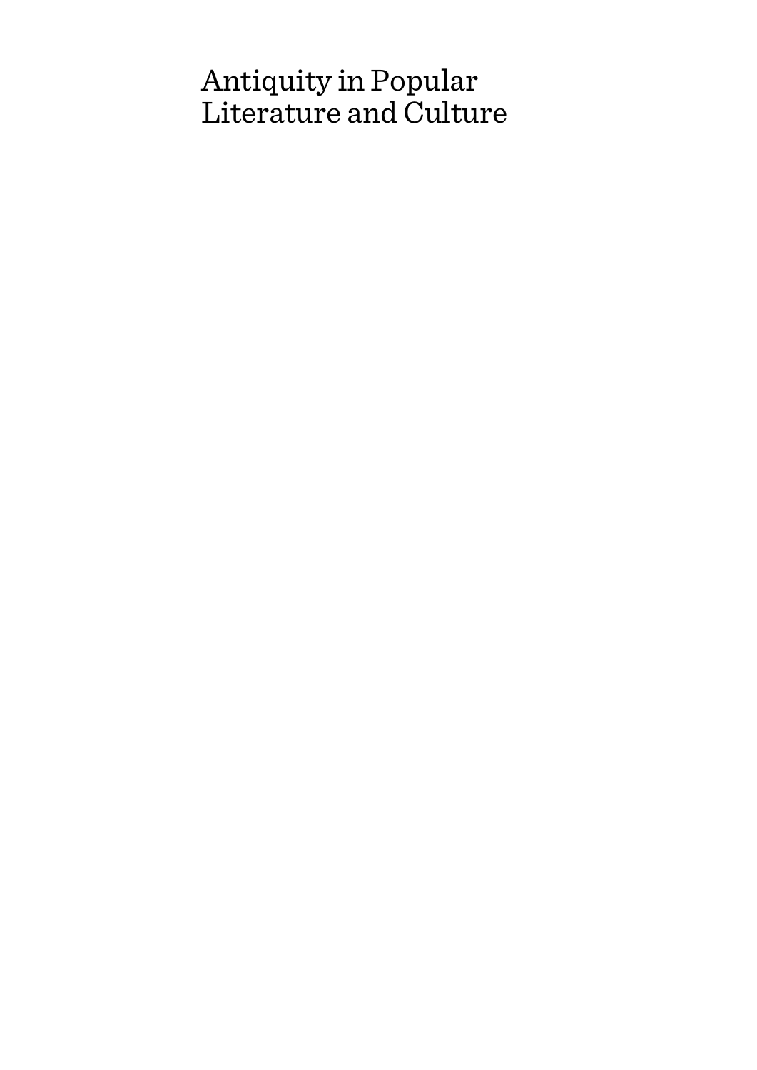# Antiquity in Popular Literature and Culture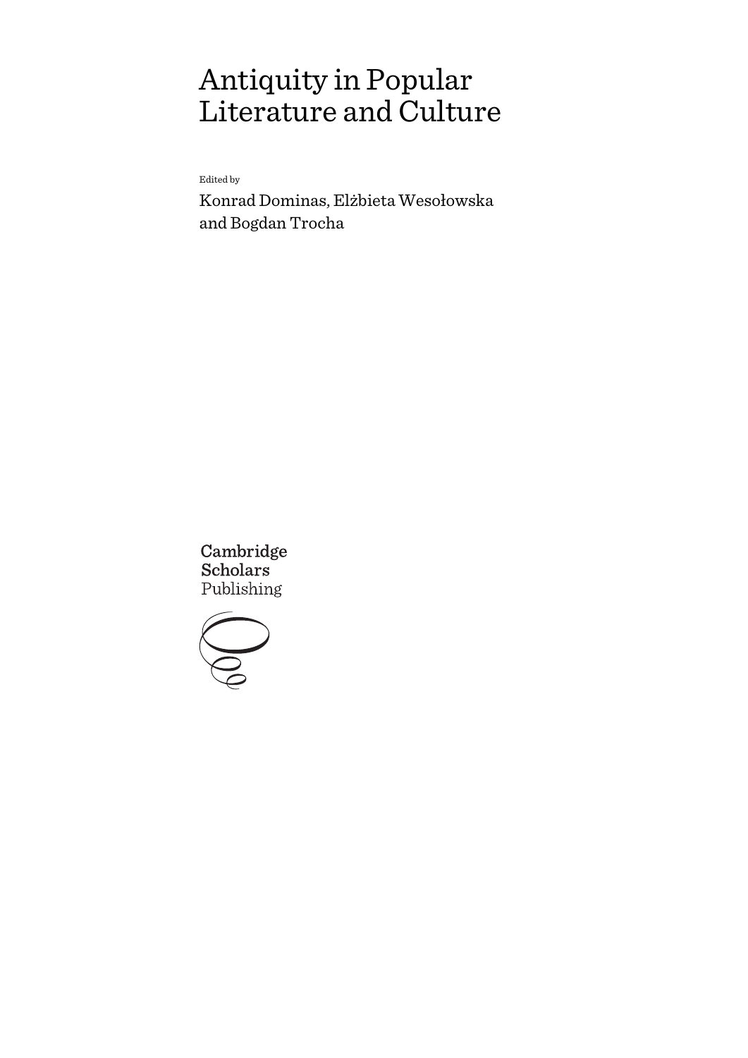# Antiquity in Popular Literature and Culture

Edited by

Konrad Dominas, Elżbieta Wesołowska and Bogdan Trocha

Cambridge Scholars Publishing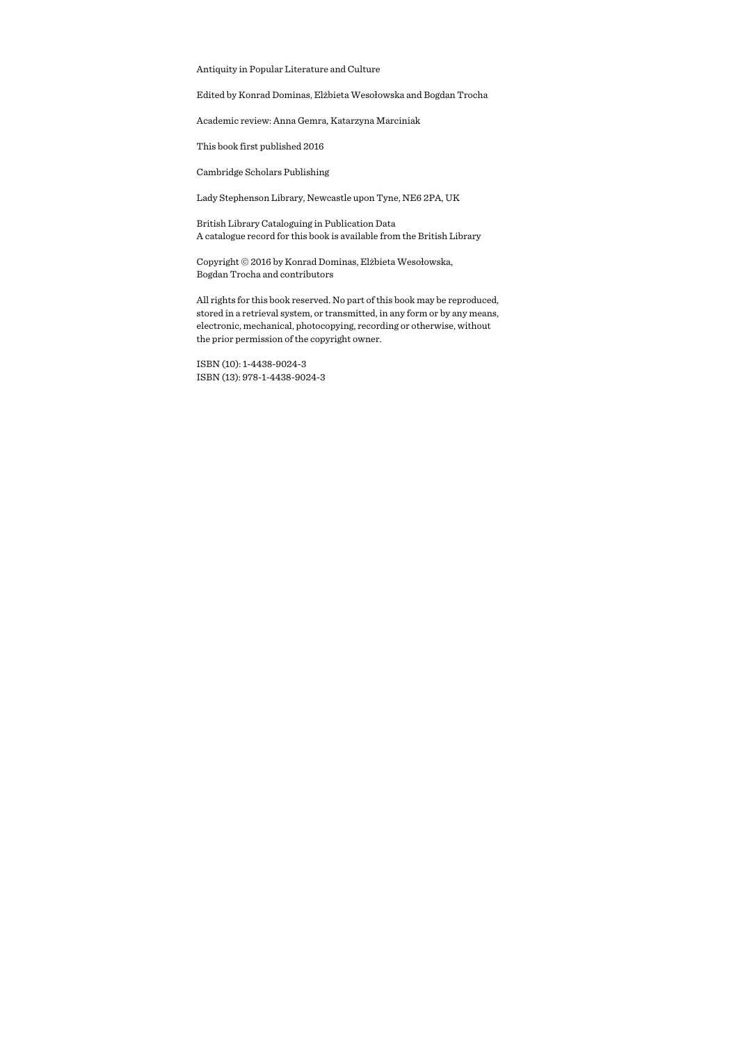Antiquity in Popular Literature and Culture

Edited by Konrad Dominas, Elżbieta Wesołowska and Bogdan Trocha

Academic review: Anna Gemra, Katarzyna Marciniak

This book first published 2016

Cambridge Scholars Publishing

Lady Stephenson Library, Newcastle upon Tyne, NE6 2PA, UK

British Library Cataloguing in Publication Data
A catalogue record for this book is available from the British Library

Copyright © 2016 by Konrad Dominas, Elżbieta Wesołowska,
Bogdan Trocha and contributors

All rights for this book reserved. No part of this book may be reproduced, stored in a retrieval system, or transmitted, in any form or by any means, electronic, mechanical, photocopying, recording or otherwise, without the prior permission of the copyright owner.

ISBN (10): 1-4438-9024-3
ISBN (13): 978-1-4438-9024-3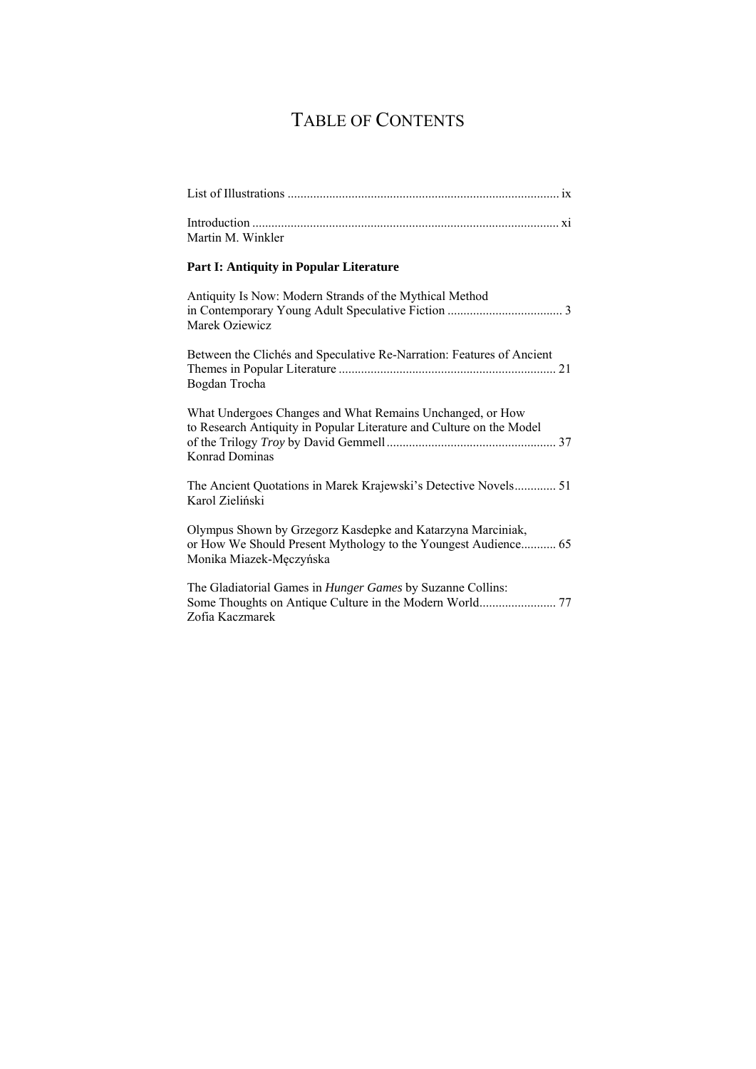# TABLE OF CONTENTS

List of Illustrations .................................................................................... ix

Introduction ............................................................................................... xi
Martin M. Winkler

**Part I: Antiquity in Popular Literature**

Antiquity Is Now: Modern Strands of the Mythical Method in Contemporary Young Adult Speculative Fiction .................................... 3
Marek Oziewicz

Between the Clichés and Speculative Re-Narration: Features of Ancient Themes in Popular Literature .................................................................... 21
Bogdan Trocha

What Undergoes Changes and What Remains Unchanged, or How to Research Antiquity in Popular Literature and Culture on the Model of the Trilogy *Troy* by David Gemmell ..................................................... 37
Konrad Dominas

The Ancient Quotations in Marek Krajewski's Detective Novels............. 51
Karol Zieliński

Olympus Shown by Grzegorz Kasdepke and Katarzyna Marciniak, or How We Should Present Mythology to the Youngest Audience........... 65
Monika Miazek-Męczyńska

The Gladiatorial Games in *Hunger Games* by Suzanne Collins: Some Thoughts on Antique Culture in the Modern World........................ 77
Zofia Kaczmarek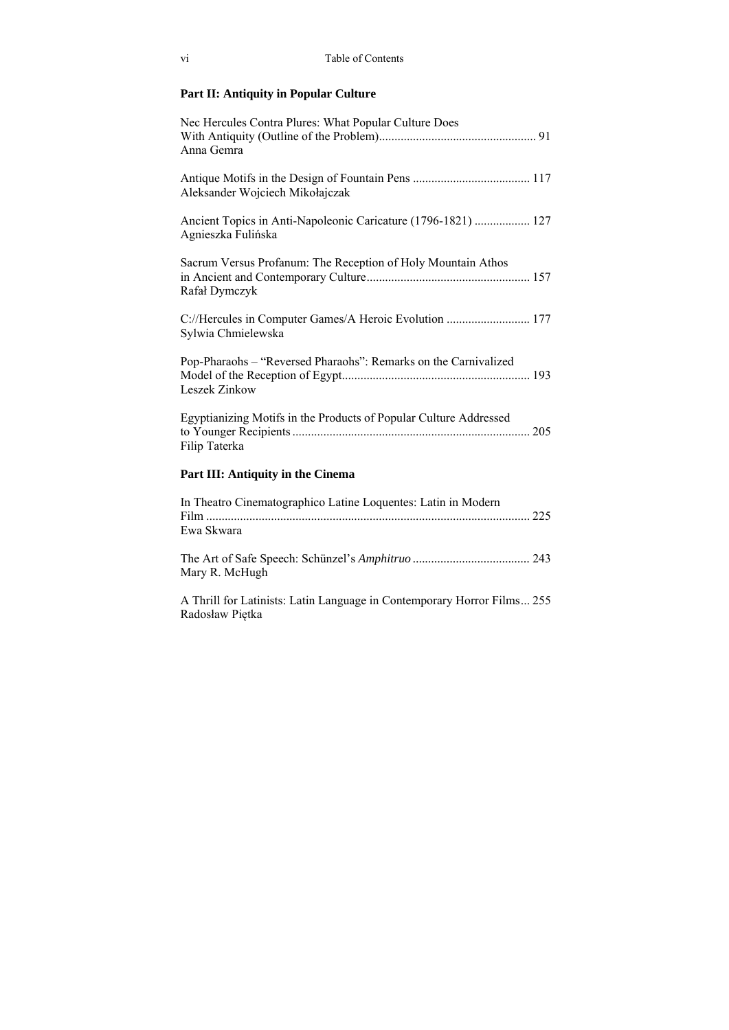## Part II: Antiquity in Popular Culture

Nec Hercules Contra Plures: What Popular Culture Does With Antiquity (Outline of the Problem) .................................................. 91
Anna Gemra

Antique Motifs in the Design of Fountain Pens ..................................... 117
Aleksander Wojciech Mikołajczak

Ancient Topics in Anti-Napoleonic Caricature (1796-1821) ................. 127
Agnieszka Fulińska

Sacrum Versus Profanum: The Reception of Holy Mountain Athos in Ancient and Contemporary Culture .................................................... 157
Rafał Dymczyk

C://Hercules in Computer Games/A Heroic Evolution ........................... 177
Sylwia Chmielewska

Pop-Pharaohs – "Reversed Pharaohs": Remarks on the Carnivalized Model of the Reception of Egypt ............................................................ 193
Leszek Zinkow

Egyptianizing Motifs in the Products of Popular Culture Addressed to Younger Recipients ............................................................................ 205
Filip Taterka

## Part III: Antiquity in the Cinema

In Theatro Cinematographico Latine Loquentes: Latin in Modern Film ........................................................................................................ 225
Ewa Skwara

The Art of Safe Speech: Schünzel's *Amphitruo* ..................................... 243
Mary R. McHugh

A Thrill for Latinists: Latin Language in Contemporary Horror Films ... 255
Radosław Piętka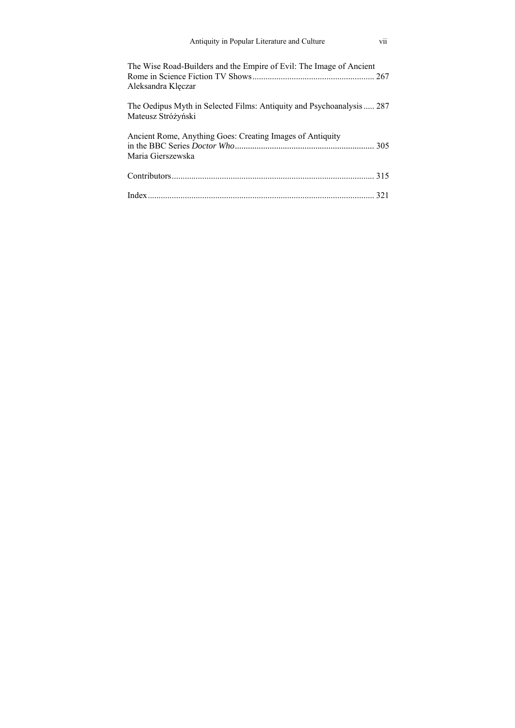The Wise Road-Builders and the Empire of Evil: The Image of Ancient Rome in Science Fiction TV Shows ........................................................ 267
Aleksandra Klęczar

The Oedipus Myth in Selected Films: Antiquity and Psychoanalysis ..... 287
Mateusz Stróżyński

Ancient Rome, Anything Goes: Creating Images of Antiquity in the BBC Series *Doctor Who* ................................................................ 305
Maria Gierszewska

Contributors ............................................................................................ 315

Index ....................................................................................................... 321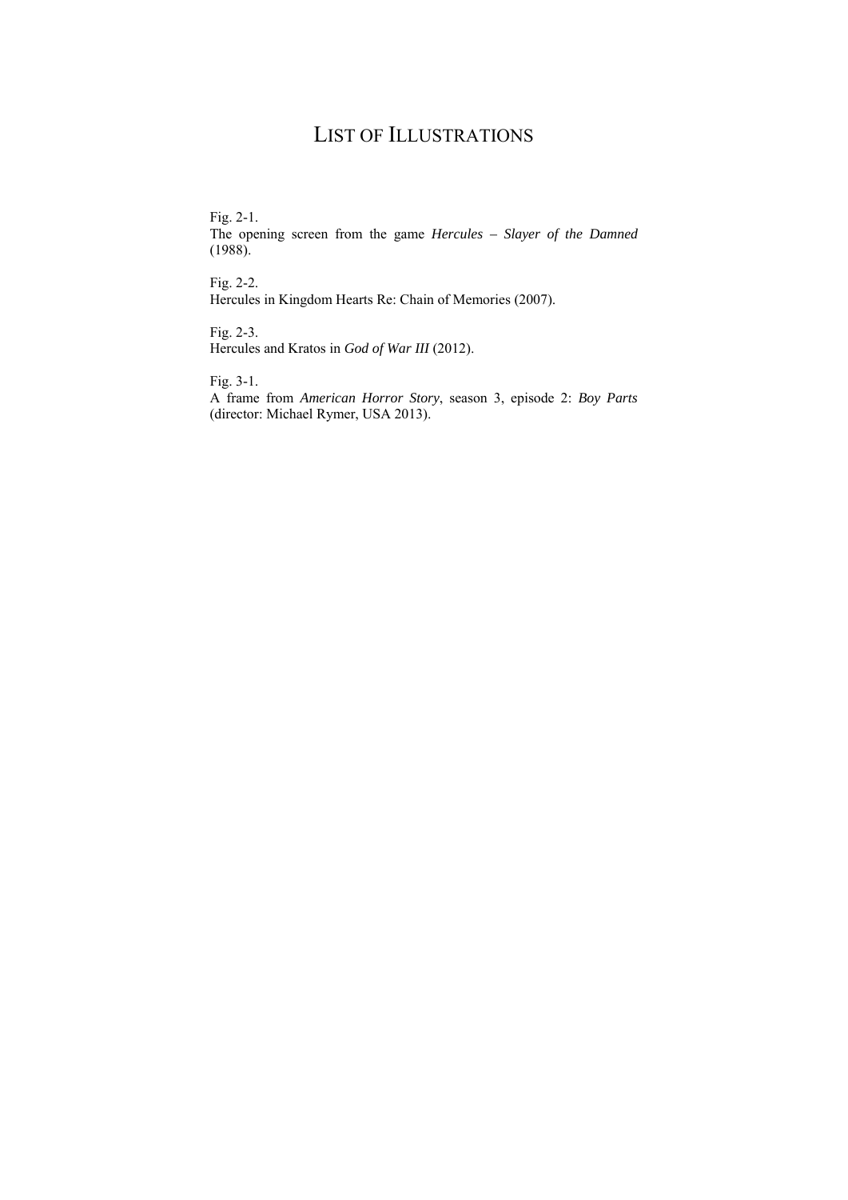# List of Illustrations

Fig. 2-1.
The opening screen from the game *Hercules – Slayer of the Damned* (1988).

Fig. 2-2.
Hercules in Kingdom Hearts Re: Chain of Memories (2007).

Fig. 2-3.
Hercules and Kratos in *God of War III* (2012).

Fig. 3-1.
A frame from *American Horror Story*, season 3, episode 2: *Boy Parts* (director: Michael Rymer, USA 2013).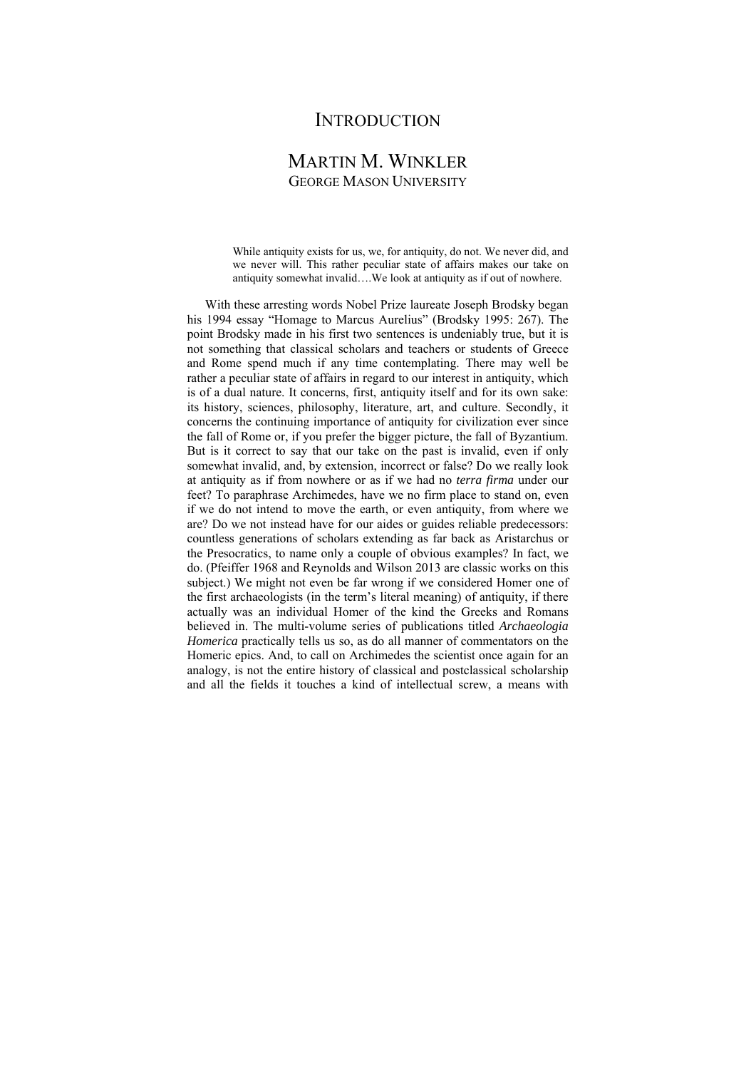# INTRODUCTION

## MARTIN M. WINKLER
GEORGE MASON UNIVERSITY

> While antiquity exists for us, we, for antiquity, do not. We never did, and we never will. This rather peculiar state of affairs makes our take on antiquity somewhat invalid….We look at antiquity as if out of nowhere.

With these arresting words Nobel Prize laureate Joseph Brodsky began his 1994 essay "Homage to Marcus Aurelius" (Brodsky 1995: 267). The point Brodsky made in his first two sentences is undeniably true, but it is not something that classical scholars and teachers or students of Greece and Rome spend much if any time contemplating. There may well be rather a peculiar state of affairs in regard to our interest in antiquity, which is of a dual nature. It concerns, first, antiquity itself and for its own sake: its history, sciences, philosophy, literature, art, and culture. Secondly, it concerns the continuing importance of antiquity for civilization ever since the fall of Rome or, if you prefer the bigger picture, the fall of Byzantium. But is it correct to say that our take on the past is invalid, even if only somewhat invalid, and, by extension, incorrect or false? Do we really look at antiquity as if from nowhere or as if we had no *terra firma* under our feet? To paraphrase Archimedes, have we no firm place to stand on, even if we do not intend to move the earth, or even antiquity, from where we are? Do we not instead have for our aides or guides reliable predecessors: countless generations of scholars extending as far back as Aristarchus or the Presocratics, to name only a couple of obvious examples? In fact, we do. (Pfeiffer 1968 and Reynolds and Wilson 2013 are classic works on this subject.) We might not even be far wrong if we considered Homer one of the first archaeologists (in the term's literal meaning) of antiquity, if there actually was an individual Homer of the kind the Greeks and Romans believed in. The multi-volume series of publications titled *Archaeologia Homerica* practically tells us so, as do all manner of commentators on the Homeric epics. And, to call on Archimedes the scientist once again for an analogy, is not the entire history of classical and postclassical scholarship and all the fields it touches a kind of intellectual screw, a means with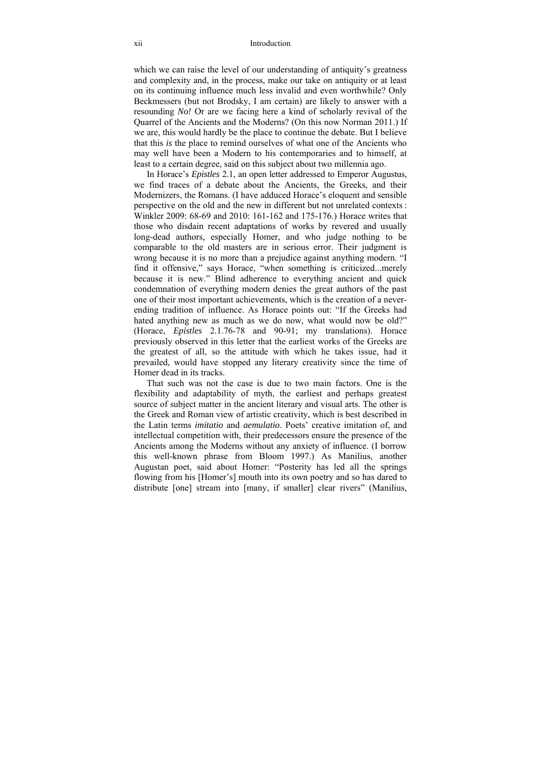which we can raise the level of our understanding of antiquity's greatness and complexity and, in the process, make our take on antiquity or at least on its continuing influence much less invalid and even worthwhile? Only Beckmessers (but not Brodsky, I am certain) are likely to answer with a resounding *No!* Or are we facing here a kind of scholarly revival of the Quarrel of the Ancients and the Moderns? (On this now Norman 2011.) If we are, this would hardly be the place to continue the debate. But I believe that this *is* the place to remind ourselves of what one of the Ancients who may well have been a Modern to his contemporaries and to himself, at least to a certain degree, said on this subject about two millennia ago.

In Horace's *Epistles* 2.1, an open letter addressed to Emperor Augustus, we find traces of a debate about the Ancients, the Greeks, and their Modernizers, the Romans. (I have adduced Horace's eloquent and sensible perspective on the old and the new in different but not unrelated contexts: Winkler 2009: 68-69 and 2010: 161-162 and 175-176.) Horace writes that those who disdain recent adaptations of works by revered and usually long-dead authors, especially Homer, and who judge nothing to be comparable to the old masters are in serious error. Their judgment is wrong because it is no more than a prejudice against anything modern. "I find it offensive," says Horace, "when something is criticized...merely because it is new." Blind adherence to everything ancient and quick condemnation of everything modern denies the great authors of the past one of their most important achievements, which is the creation of a never-ending tradition of influence. As Horace points out: "If the Greeks had hated anything new as much as we do now, what would now be old?" (Horace, *Epistles* 2.1.76-78 and 90-91; my translations). Horace previously observed in this letter that the earliest works of the Greeks are the greatest of all, so the attitude with which he takes issue, had it prevailed, would have stopped any literary creativity since the time of Homer dead in its tracks.

That such was not the case is due to two main factors. One is the flexibility and adaptability of myth, the earliest and perhaps greatest source of subject matter in the ancient literary and visual arts. The other is the Greek and Roman view of artistic creativity, which is best described in the Latin terms *imitatio* and *aemulatio*. Poets' creative imitation of, and intellectual competition with, their predecessors ensure the presence of the Ancients among the Moderns without any anxiety of influence. (I borrow this well-known phrase from Bloom 1997.) As Manilius, another Augustan poet, said about Homer: "Posterity has led all the springs flowing from his [Homer's] mouth into its own poetry and so has dared to distribute [one] stream into [many, if smaller] clear rivers" (Manilius,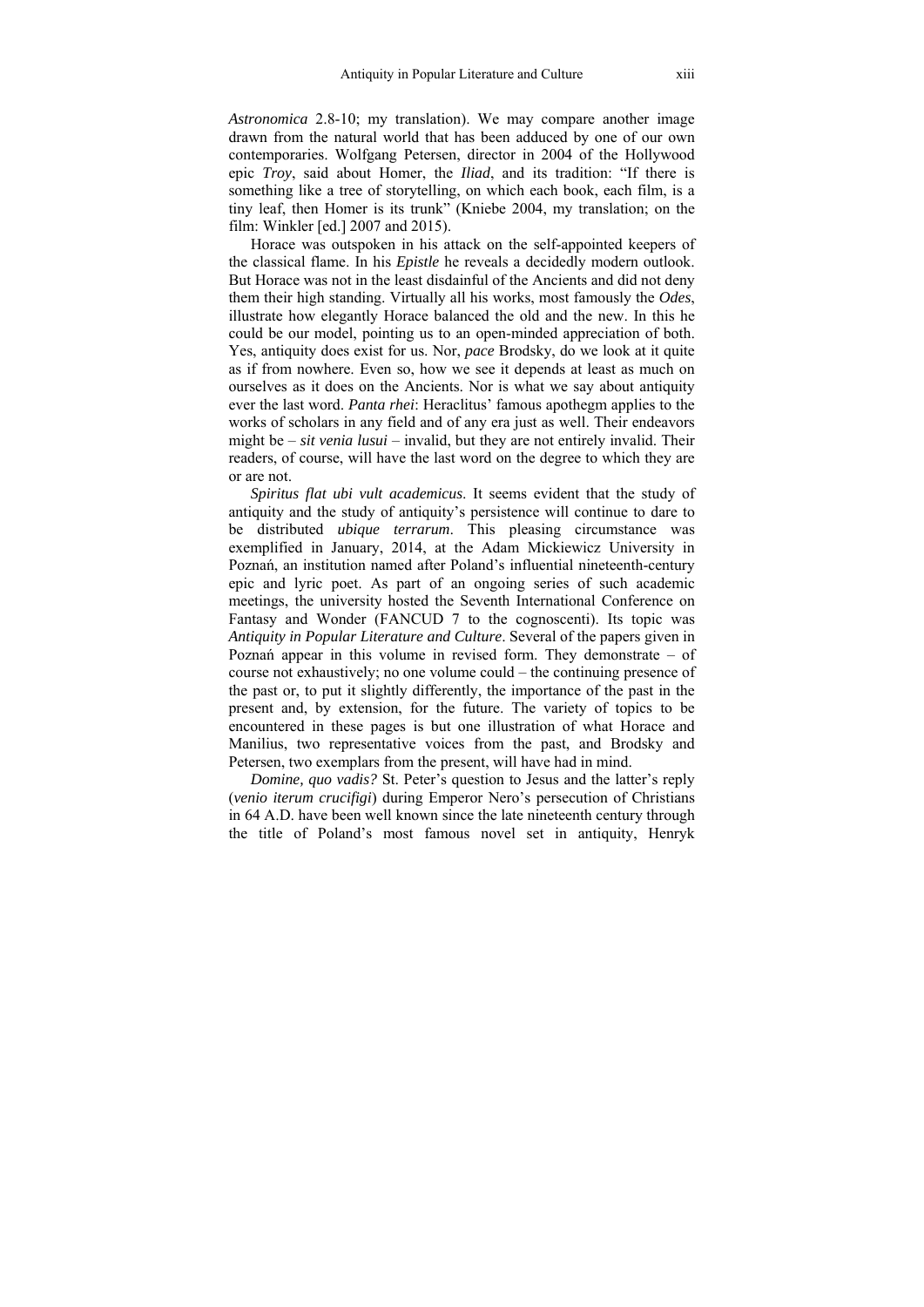*Astronomica* 2.8-10; my translation). We may compare another image drawn from the natural world that has been adduced by one of our own contemporaries. Wolfgang Petersen, director in 2004 of the Hollywood epic *Troy*, said about Homer, the *Iliad*, and its tradition: "If there is something like a tree of storytelling, on which each book, each film, is a tiny leaf, then Homer is its trunk" (Kniebe 2004, my translation; on the film: Winkler [ed.] 2007 and 2015).

Horace was outspoken in his attack on the self-appointed keepers of the classical flame. In his *Epistle* he reveals a decidedly modern outlook. But Horace was not in the least disdainful of the Ancients and did not deny them their high standing. Virtually all his works, most famously the *Odes*, illustrate how elegantly Horace balanced the old and the new. In this he could be our model, pointing us to an open-minded appreciation of both. Yes, antiquity does exist for us. Nor, *pace* Brodsky, do we look at it quite as if from nowhere. Even so, how we see it depends at least as much on ourselves as it does on the Ancients. Nor is what we say about antiquity ever the last word. *Panta rhei*: Heraclitus' famous apothegm applies to the works of scholars in any field and of any era just as well. Their endeavors might be – *sit venia lusui* – invalid, but they are not entirely invalid. Their readers, of course, will have the last word on the degree to which they are or are not.

*Spiritus flat ubi vult academicus*. It seems evident that the study of antiquity and the study of antiquity's persistence will continue to dare to be distributed *ubique terrarum*. This pleasing circumstance was exemplified in January, 2014, at the Adam Mickiewicz University in Poznań, an institution named after Poland's influential nineteenth-century epic and lyric poet. As part of an ongoing series of such academic meetings, the university hosted the Seventh International Conference on Fantasy and Wonder (FANCUD 7 to the cognoscenti). Its topic was *Antiquity in Popular Literature and Culture*. Several of the papers given in Poznań appear in this volume in revised form. They demonstrate – of course not exhaustively; no one volume could – the continuing presence of the past or, to put it slightly differently, the importance of the past in the present and, by extension, for the future. The variety of topics to be encountered in these pages is but one illustration of what Horace and Manilius, two representative voices from the past, and Brodsky and Petersen, two exemplars from the present, will have had in mind.

*Domine, quo vadis?* St. Peter's question to Jesus and the latter's reply (*venio iterum crucifigi*) during Emperor Nero's persecution of Christians in 64 A.D. have been well known since the late nineteenth century through the title of Poland's most famous novel set in antiquity, Henryk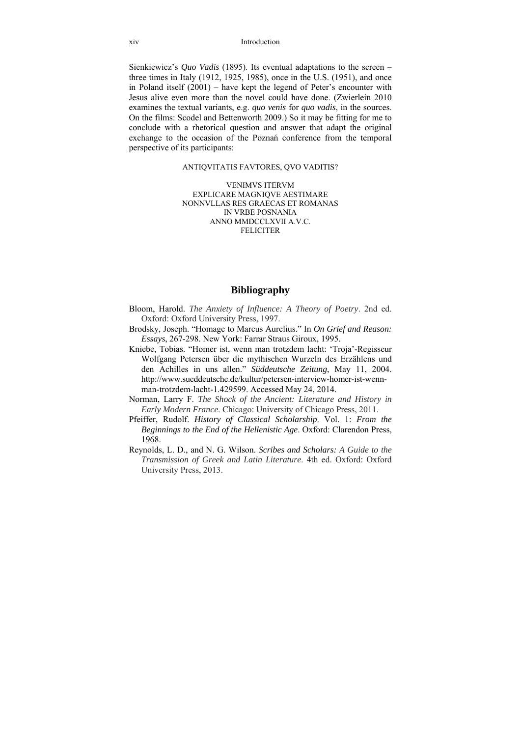Sienkiewicz's *Quo Vadis* (1895). Its eventual adaptations to the screen – three times in Italy (1912, 1925, 1985), once in the U.S. (1951), and once in Poland itself (2001) – have kept the legend of Peter's encounter with Jesus alive even more than the novel could have done. (Zwierlein 2010 examines the textual variants, e.g. *quo venis* for *quo vadis*, in the sources. On the films: Scodel and Bettenworth 2009.) So it may be fitting for me to conclude with a rhetorical question and answer that adapt the original exchange to the occasion of the Poznań conference from the temporal perspective of its participants:

ANTIQVITATIS FAVTORES, QVO VADITIS?

VENIMVS ITERVM
EXPLICARE MAGNIQVE AESTIMARE
NONNVLLAS RES GRAECAS ET ROMANAS
IN VRBE POSNANIA
ANNO MMDCCLXVII A.V.C.
FELICITER

## Bibliography

Bloom, Harold. *The Anxiety of Influence: A Theory of Poetry*. 2nd ed. Oxford: Oxford University Press, 1997.

Brodsky, Joseph. "Homage to Marcus Aurelius." In *On Grief and Reason: Essays*, 267-298. New York: Farrar Straus Giroux, 1995.

Kniebe, Tobias. "Homer ist, wenn man trotzdem lacht: 'Troja'-Regisseur Wolfgang Petersen über die mythischen Wurzeln des Erzählens und den Achilles in uns allen." *Süddeutsche Zeitung*, May 11, 2004. http://www.sueddeutsche.de/kultur/petersen-interview-homer-ist-wenn-man-trotzdem-lacht-1.429599. Accessed May 24, 2014.

Norman, Larry F. *The Shock of the Ancient: Literature and History in Early Modern France*. Chicago: University of Chicago Press, 2011.

Pfeiffer, Rudolf. *History of Classical Scholarship*. Vol. 1: *From the Beginnings to the End of the Hellenistic Age*. Oxford: Clarendon Press, 1968.

Reynolds, L. D., and N. G. Wilson. *Scribes and Scholars: A Guide to the Transmission of Greek and Latin Literature*. 4th ed. Oxford: Oxford University Press, 2013.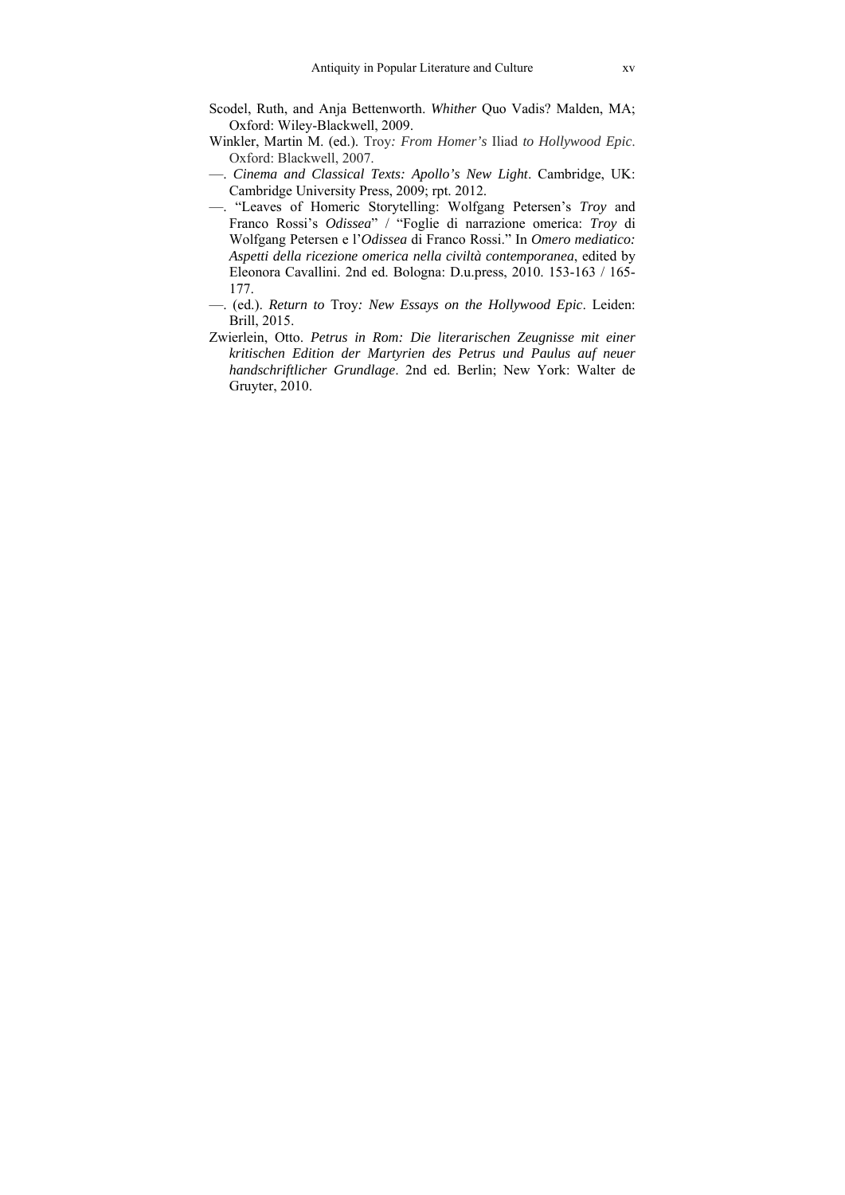Scodel, Ruth, and Anja Bettenworth. *Whither* Quo Vadis? Malden, MA; Oxford: Wiley-Blackwell, 2009.

Winkler, Martin M. (ed.). Troy*: From Homer's* Iliad *to Hollywood Epic*. Oxford: Blackwell, 2007.

—. *Cinema and Classical Texts: Apollo's New Light*. Cambridge, UK: Cambridge University Press, 2009; rpt. 2012.

—. "Leaves of Homeric Storytelling: Wolfgang Petersen's *Troy* and Franco Rossi's *Odissea*" / "Foglie di narrazione omerica: *Troy* di Wolfgang Petersen e l'*Odissea* di Franco Rossi." In *Omero mediatico: Aspetti della ricezione omerica nella civiltà contemporanea*, edited by Eleonora Cavallini. 2nd ed. Bologna: D.u.press, 2010. 153-163 / 165-177.

—. (ed.). *Return to* Troy*: New Essays on the Hollywood Epic*. Leiden: Brill, 2015.

Zwierlein, Otto. *Petrus in Rom: Die literarischen Zeugnisse mit einer kritischen Edition der Martyrien des Petrus und Paulus auf neuer handschriftlicher Grundlage*. 2nd ed. Berlin; New York: Walter de Gruyter, 2010.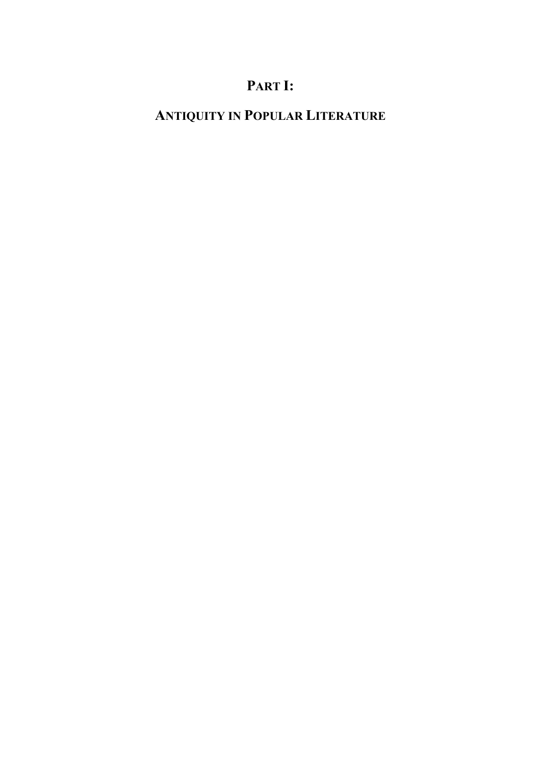# PART I:

# ANTIQUITY IN POPULAR LITERATURE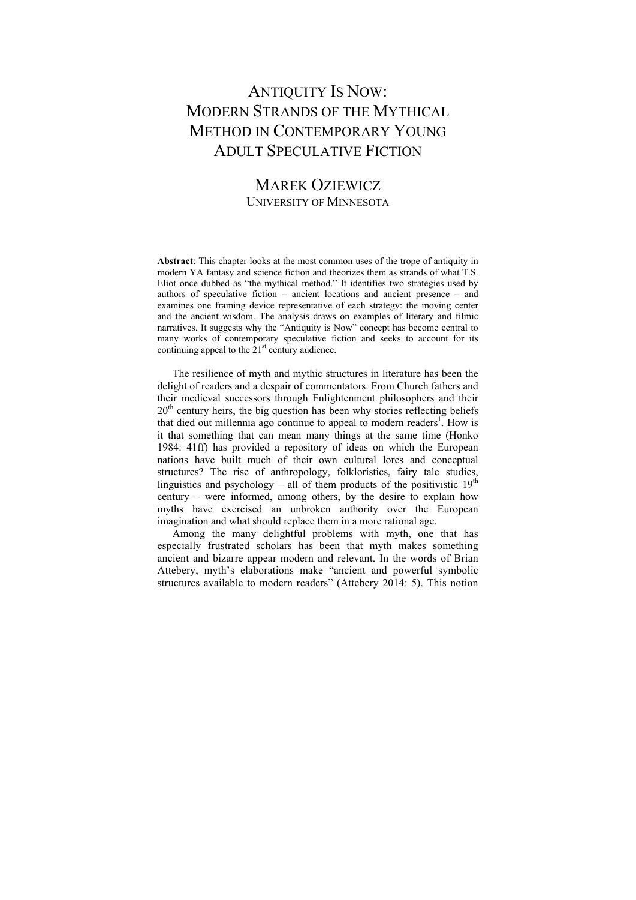# ANTIQUITY IS NOW: MODERN STRANDS OF THE MYTHICAL METHOD IN CONTEMPORARY YOUNG ADULT SPECULATIVE FICTION

## MAREK OZIEWICZ
UNIVERSITY OF MINNESOTA

**Abstract**: This chapter looks at the most common uses of the trope of antiquity in modern YA fantasy and science fiction and theorizes them as strands of what T.S. Eliot once dubbed as "the mythical method." It identifies two strategies used by authors of speculative fiction – ancient locations and ancient presence – and examines one framing device representative of each strategy: the moving center and the ancient wisdom. The analysis draws on examples of literary and filmic narratives. It suggests why the "Antiquity is Now" concept has become central to many works of contemporary speculative fiction and seeks to account for its continuing appeal to the 21st century audience.

The resilience of myth and mythic structures in literature has been the delight of readers and a despair of commentators. From Church fathers and their medieval successors through Enlightenment philosophers and their 20th century heirs, the big question has been why stories reflecting beliefs that died out millennia ago continue to appeal to modern readers[1]. How is it that something that can mean many things at the same time (Honko 1984: 41ff) has provided a repository of ideas on which the European nations have built much of their own cultural lores and conceptual structures? The rise of anthropology, folkloristics, fairy tale studies, linguistics and psychology – all of them products of the positivistic 19th century – were informed, among others, by the desire to explain how myths have exercised an unbroken authority over the European imagination and what should replace them in a more rational age.

Among the many delightful problems with myth, one that has especially frustrated scholars has been that myth makes something ancient and bizarre appear modern and relevant. In the words of Brian Attebery, myth's elaborations make "ancient and powerful symbolic structures available to modern readers" (Attebery 2014: 5). This notion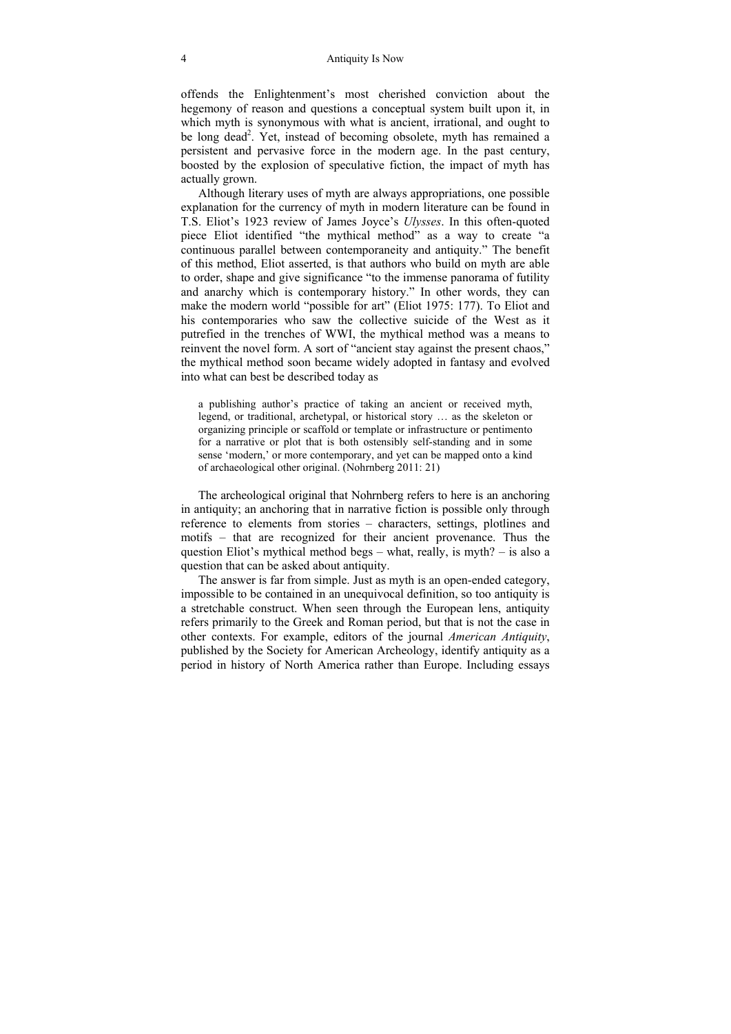offends the Enlightenment's most cherished conviction about the hegemony of reason and questions a conceptual system built upon it, in which myth is synonymous with what is ancient, irrational, and ought to be long dead[2]. Yet, instead of becoming obsolete, myth has remained a persistent and pervasive force in the modern age. In the past century, boosted by the explosion of speculative fiction, the impact of myth has actually grown.

Although literary uses of myth are always appropriations, one possible explanation for the currency of myth in modern literature can be found in T.S. Eliot's 1923 review of James Joyce's *Ulysses*. In this often-quoted piece Eliot identified "the mythical method" as a way to create "a continuous parallel between contemporaneity and antiquity." The benefit of this method, Eliot asserted, is that authors who build on myth are able to order, shape and give significance "to the immense panorama of futility and anarchy which is contemporary history." In other words, they can make the modern world "possible for art" (Eliot 1975: 177). To Eliot and his contemporaries who saw the collective suicide of the West as it putrefied in the trenches of WWI, the mythical method was a means to reinvent the novel form. A sort of "ancient stay against the present chaos," the mythical method soon became widely adopted in fantasy and evolved into what can best be described today as

> a publishing author's practice of taking an ancient or received myth, legend, or traditional, archetypal, or historical story … as the skeleton or organizing principle or scaffold or template or infrastructure or pentimento for a narrative or plot that is both ostensibly self-standing and in some sense 'modern,' or more contemporary, and yet can be mapped onto a kind of archaeological other original. (Nohrnberg 2011: 21)

The archeological original that Nohrnberg refers to here is an anchoring in antiquity; an anchoring that in narrative fiction is possible only through reference to elements from stories – characters, settings, plotlines and motifs – that are recognized for their ancient provenance. Thus the question Eliot's mythical method begs – what, really, is myth? – is also a question that can be asked about antiquity.

The answer is far from simple. Just as myth is an open-ended category, impossible to be contained in an unequivocal definition, so too antiquity is a stretchable construct. When seen through the European lens, antiquity refers primarily to the Greek and Roman period, but that is not the case in other contexts. For example, editors of the journal *American Antiquity*, published by the Society for American Archeology, identify antiquity as a period in history of North America rather than Europe. Including essays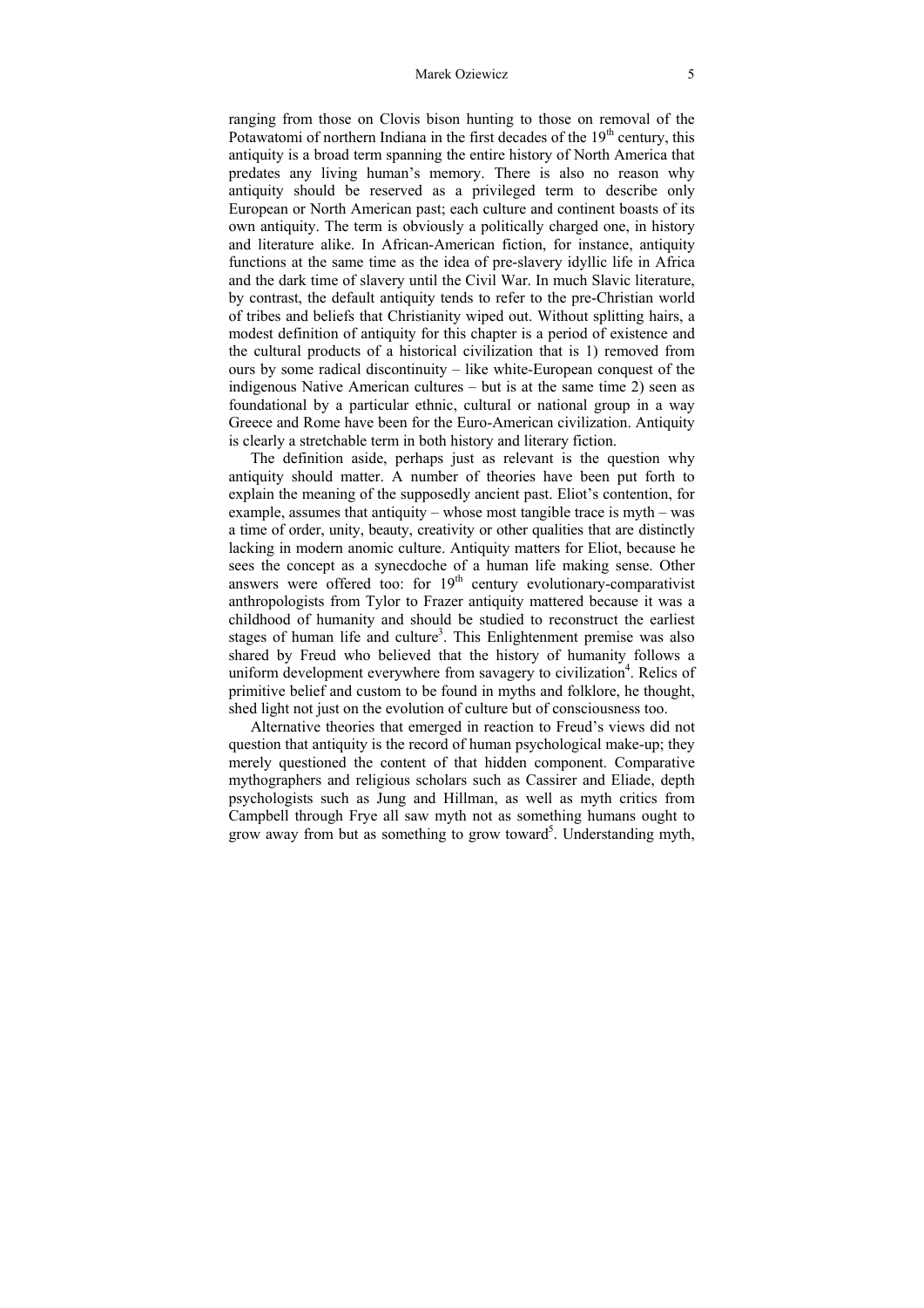ranging from those on Clovis bison hunting to those on removal of the Potawatomi of northern Indiana in the first decades of the $19^{th}$ century, this antiquity is a broad term spanning the entire history of North America that predates any living human's memory. There is also no reason why antiquity should be reserved as a privileged term to describe only European or North American past; each culture and continent boasts of its own antiquity. The term is obviously a politically charged one, in history and literature alike. In African-American fiction, for instance, antiquity functions at the same time as the idea of pre-slavery idyllic life in Africa and the dark time of slavery until the Civil War. In much Slavic literature, by contrast, the default antiquity tends to refer to the pre-Christian world of tribes and beliefs that Christianity wiped out. Without splitting hairs, a modest definition of antiquity for this chapter is a period of existence and the cultural products of a historical civilization that is 1) removed from ours by some radical discontinuity – like white-European conquest of the indigenous Native American cultures – but is at the same time 2) seen as foundational by a particular ethnic, cultural or national group in a way Greece and Rome have been for the Euro-American civilization. Antiquity is clearly a stretchable term in both history and literary fiction.

The definition aside, perhaps just as relevant is the question why antiquity should matter. A number of theories have been put forth to explain the meaning of the supposedly ancient past. Eliot's contention, for example, assumes that antiquity – whose most tangible trace is myth – was a time of order, unity, beauty, creativity or other qualities that are distinctly lacking in modern anomic culture. Antiquity matters for Eliot, because he sees the concept as a synecdoche of a human life making sense. Other answers were offered too: for $19^{th}$ century evolutionary-comparativist anthropologists from Tylor to Frazer antiquity mattered because it was a childhood of humanity and should be studied to reconstruct the earliest stages of human life and culture[3]. This Enlightenment premise was also shared by Freud who believed that the history of humanity follows a uniform development everywhere from savagery to civilization[4]. Relics of primitive belief and custom to be found in myths and folklore, he thought, shed light not just on the evolution of culture but of consciousness too.

Alternative theories that emerged in reaction to Freud's views did not question that antiquity is the record of human psychological make-up; they merely questioned the content of that hidden component. Comparative mythographers and religious scholars such as Cassirer and Eliade, depth psychologists such as Jung and Hillman, as well as myth critics from Campbell through Frye all saw myth not as something humans ought to grow away from but as something to grow toward[5]. Understanding myth,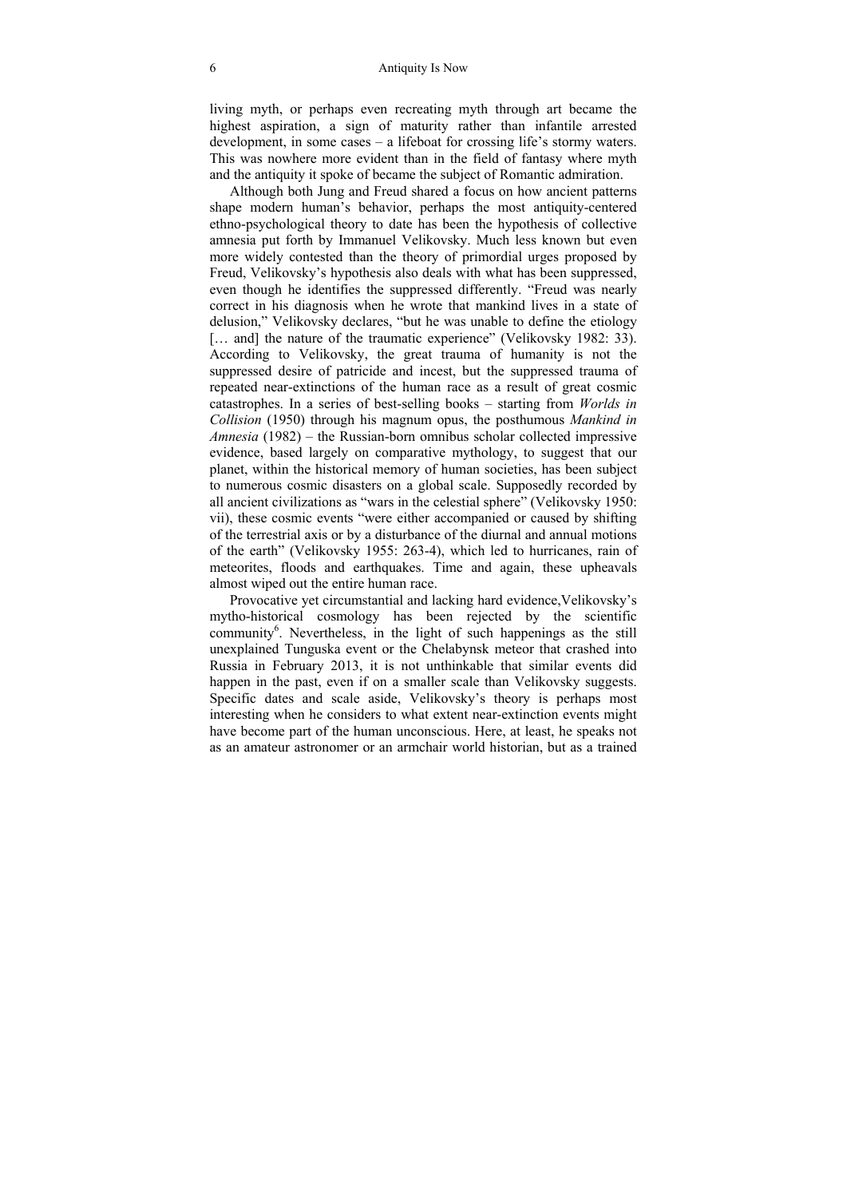living myth, or perhaps even recreating myth through art became the highest aspiration, a sign of maturity rather than infantile arrested development, in some cases – a lifeboat for crossing life's stormy waters. This was nowhere more evident than in the field of fantasy where myth and the antiquity it spoke of became the subject of Romantic admiration.

Although both Jung and Freud shared a focus on how ancient patterns shape modern human's behavior, perhaps the most antiquity-centered ethno-psychological theory to date has been the hypothesis of collective amnesia put forth by Immanuel Velikovsky. Much less known but even more widely contested than the theory of primordial urges proposed by Freud, Velikovsky's hypothesis also deals with what has been suppressed, even though he identifies the suppressed differently. "Freud was nearly correct in his diagnosis when he wrote that mankind lives in a state of delusion," Velikovsky declares, "but he was unable to define the etiology [… and] the nature of the traumatic experience" (Velikovsky 1982: 33). According to Velikovsky, the great trauma of humanity is not the suppressed desire of patricide and incest, but the suppressed trauma of repeated near-extinctions of the human race as a result of great cosmic catastrophes. In a series of best-selling books – starting from *Worlds in Collision* (1950) through his magnum opus, the posthumous *Mankind in Amnesia* (1982) – the Russian-born omnibus scholar collected impressive evidence, based largely on comparative mythology, to suggest that our planet, within the historical memory of human societies, has been subject to numerous cosmic disasters on a global scale. Supposedly recorded by all ancient civilizations as "wars in the celestial sphere" (Velikovsky 1950: vii), these cosmic events "were either accompanied or caused by shifting of the terrestrial axis or by a disturbance of the diurnal and annual motions of the earth" (Velikovsky 1955: 263-4), which led to hurricanes, rain of meteorites, floods and earthquakes. Time and again, these upheavals almost wiped out the entire human race.

Provocative yet circumstantial and lacking hard evidence,Velikovsky's mytho-historical cosmology has been rejected by the scientific community[6]. Nevertheless, in the light of such happenings as the still unexplained Tunguska event or the Chelabynsk meteor that crashed into Russia in February 2013, it is not unthinkable that similar events did happen in the past, even if on a smaller scale than Velikovsky suggests. Specific dates and scale aside, Velikovsky's theory is perhaps most interesting when he considers to what extent near-extinction events might have become part of the human unconscious. Here, at least, he speaks not as an amateur astronomer or an armchair world historian, but as a trained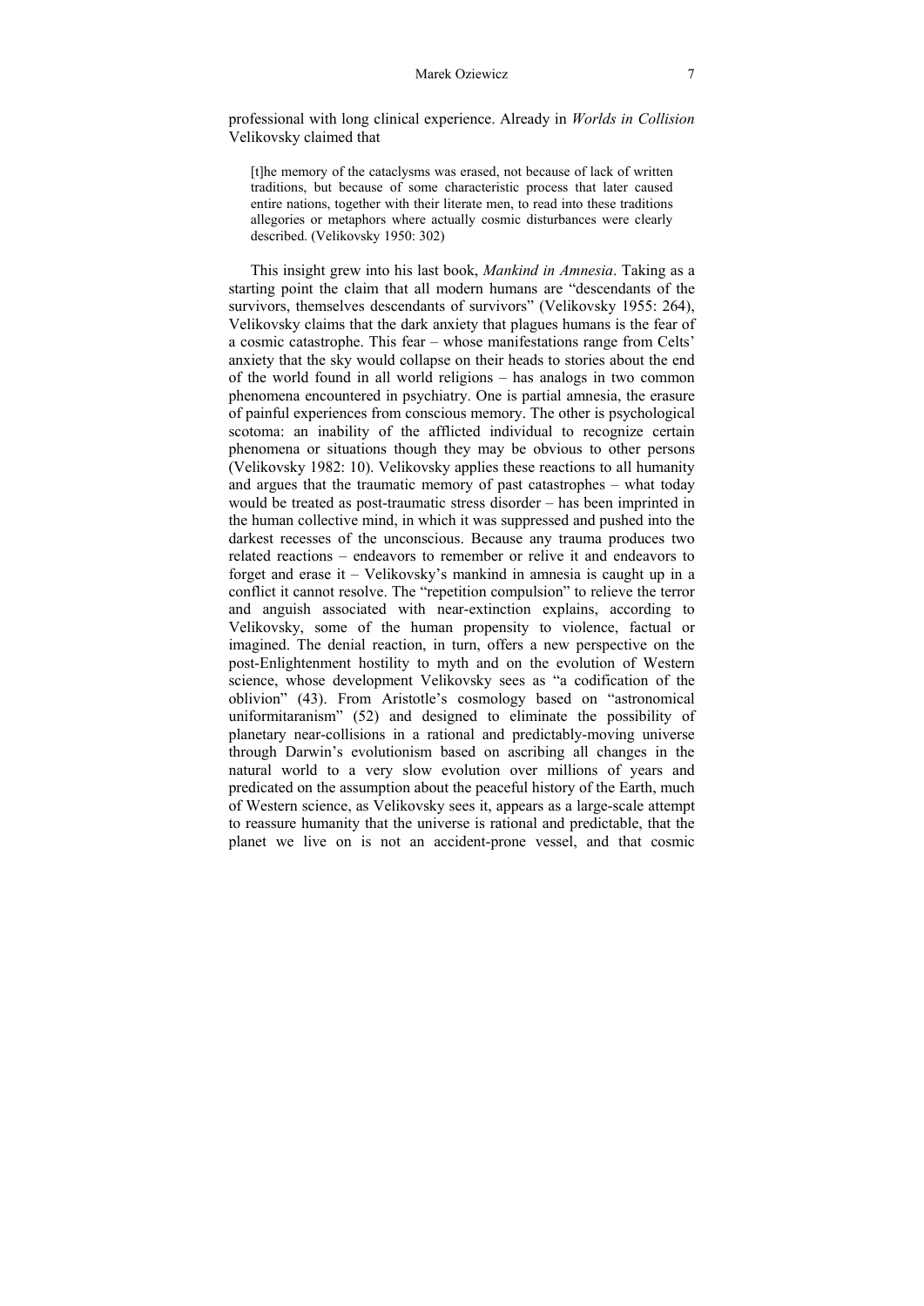professional with long clinical experience. Already in *Worlds in Collision* Velikovsky claimed that

> [t]he memory of the cataclysms was erased, not because of lack of written traditions, but because of some characteristic process that later caused entire nations, together with their literate men, to read into these traditions allegories or metaphors where actually cosmic disturbances were clearly described. (Velikovsky 1950: 302)

This insight grew into his last book, *Mankind in Amnesia*. Taking as a starting point the claim that all modern humans are "descendants of the survivors, themselves descendants of survivors" (Velikovsky 1955: 264), Velikovsky claims that the dark anxiety that plagues humans is the fear of a cosmic catastrophe. This fear – whose manifestations range from Celts' anxiety that the sky would collapse on their heads to stories about the end of the world found in all world religions – has analogs in two common phenomena encountered in psychiatry. One is partial amnesia, the erasure of painful experiences from conscious memory. The other is psychological scotoma: an inability of the afflicted individual to recognize certain phenomena or situations though they may be obvious to other persons (Velikovsky 1982: 10). Velikovsky applies these reactions to all humanity and argues that the traumatic memory of past catastrophes – what today would be treated as post-traumatic stress disorder – has been imprinted in the human collective mind, in which it was suppressed and pushed into the darkest recesses of the unconscious. Because any trauma produces two related reactions – endeavors to remember or relive it and endeavors to forget and erase it – Velikovsky's mankind in amnesia is caught up in a conflict it cannot resolve. The "repetition compulsion" to relieve the terror and anguish associated with near-extinction explains, according to Velikovsky, some of the human propensity to violence, factual or imagined. The denial reaction, in turn, offers a new perspective on the post-Enlightenment hostility to myth and on the evolution of Western science, whose development Velikovsky sees as "a codification of the oblivion" (43). From Aristotle's cosmology based on "astronomical uniformitaranism" (52) and designed to eliminate the possibility of planetary near-collisions in a rational and predictably-moving universe through Darwin's evolutionism based on ascribing all changes in the natural world to a very slow evolution over millions of years and predicated on the assumption about the peaceful history of the Earth, much of Western science, as Velikovsky sees it, appears as a large-scale attempt to reassure humanity that the universe is rational and predictable, that the planet we live on is not an accident-prone vessel, and that cosmic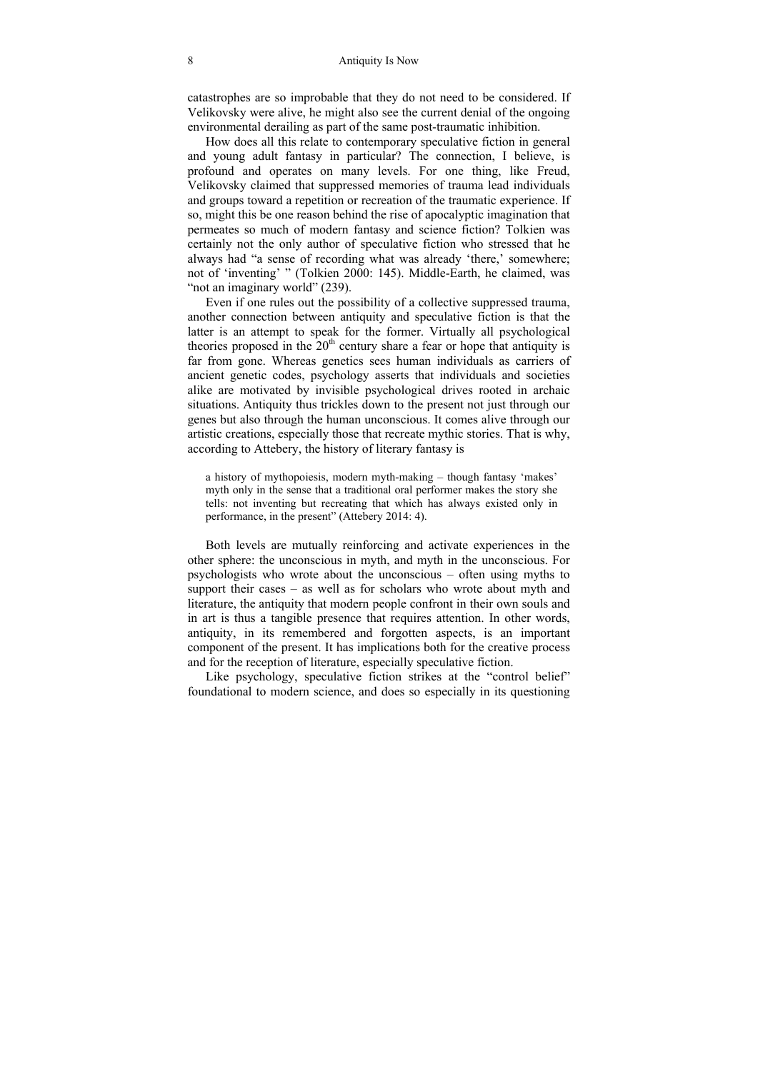catastrophes are so improbable that they do not need to be considered. If Velikovsky were alive, he might also see the current denial of the ongoing environmental derailing as part of the same post-traumatic inhibition.

How does all this relate to contemporary speculative fiction in general and young adult fantasy in particular? The connection, I believe, is profound and operates on many levels. For one thing, like Freud, Velikovsky claimed that suppressed memories of trauma lead individuals and groups toward a repetition or recreation of the traumatic experience. If so, might this be one reason behind the rise of apocalyptic imagination that permeates so much of modern fantasy and science fiction? Tolkien was certainly not the only author of speculative fiction who stressed that he always had "a sense of recording what was already 'there,' somewhere; not of 'inventing' " (Tolkien 2000: 145). Middle-Earth, he claimed, was "not an imaginary world" (239).

Even if one rules out the possibility of a collective suppressed trauma, another connection between antiquity and speculative fiction is that the latter is an attempt to speak for the former. Virtually all psychological theories proposed in the 20th century share a fear or hope that antiquity is far from gone. Whereas genetics sees human individuals as carriers of ancient genetic codes, psychology asserts that individuals and societies alike are motivated by invisible psychological drives rooted in archaic situations. Antiquity thus trickles down to the present not just through our genes but also through the human unconscious. It comes alive through our artistic creations, especially those that recreate mythic stories. That is why, according to Attebery, the history of literary fantasy is

> a history of mythopoiesis, modern myth-making – though fantasy 'makes' myth only in the sense that a traditional oral performer makes the story she tells: not inventing but recreating that which has always existed only in performance, in the present" (Attebery 2014: 4).

Both levels are mutually reinforcing and activate experiences in the other sphere: the unconscious in myth, and myth in the unconscious. For psychologists who wrote about the unconscious – often using myths to support their cases – as well as for scholars who wrote about myth and literature, the antiquity that modern people confront in their own souls and in art is thus a tangible presence that requires attention. In other words, antiquity, in its remembered and forgotten aspects, is an important component of the present. It has implications both for the creative process and for the reception of literature, especially speculative fiction.

Like psychology, speculative fiction strikes at the "control belief" foundational to modern science, and does so especially in its questioning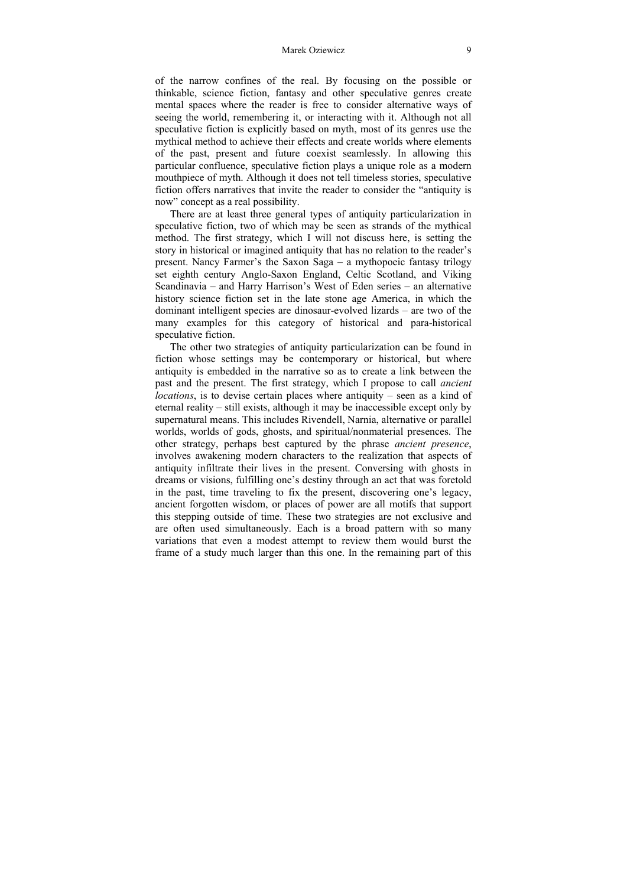of the narrow confines of the real. By focusing on the possible or thinkable, science fiction, fantasy and other speculative genres create mental spaces where the reader is free to consider alternative ways of seeing the world, remembering it, or interacting with it. Although not all speculative fiction is explicitly based on myth, most of its genres use the mythical method to achieve their effects and create worlds where elements of the past, present and future coexist seamlessly. In allowing this particular confluence, speculative fiction plays a unique role as a modern mouthpiece of myth. Although it does not tell timeless stories, speculative fiction offers narratives that invite the reader to consider the "antiquity is now" concept as a real possibility.

There are at least three general types of antiquity particularization in speculative fiction, two of which may be seen as strands of the mythical method. The first strategy, which I will not discuss here, is setting the story in historical or imagined antiquity that has no relation to the reader's present. Nancy Farmer's the Saxon Saga – a mythopoeic fantasy trilogy set eighth century Anglo-Saxon England, Celtic Scotland, and Viking Scandinavia – and Harry Harrison's West of Eden series – an alternative history science fiction set in the late stone age America, in which the dominant intelligent species are dinosaur-evolved lizards – are two of the many examples for this category of historical and para-historical speculative fiction.

The other two strategies of antiquity particularization can be found in fiction whose settings may be contemporary or historical, but where antiquity is embedded in the narrative so as to create a link between the past and the present. The first strategy, which I propose to call *ancient locations*, is to devise certain places where antiquity – seen as a kind of eternal reality – still exists, although it may be inaccessible except only by supernatural means. This includes Rivendell, Narnia, alternative or parallel worlds, worlds of gods, ghosts, and spiritual/nonmaterial presences. The other strategy, perhaps best captured by the phrase *ancient presence*, involves awakening modern characters to the realization that aspects of antiquity infiltrate their lives in the present. Conversing with ghosts in dreams or visions, fulfilling one's destiny through an act that was foretold in the past, time traveling to fix the present, discovering one's legacy, ancient forgotten wisdom, or places of power are all motifs that support this stepping outside of time. These two strategies are not exclusive and are often used simultaneously. Each is a broad pattern with so many variations that even a modest attempt to review them would burst the frame of a study much larger than this one. In the remaining part of this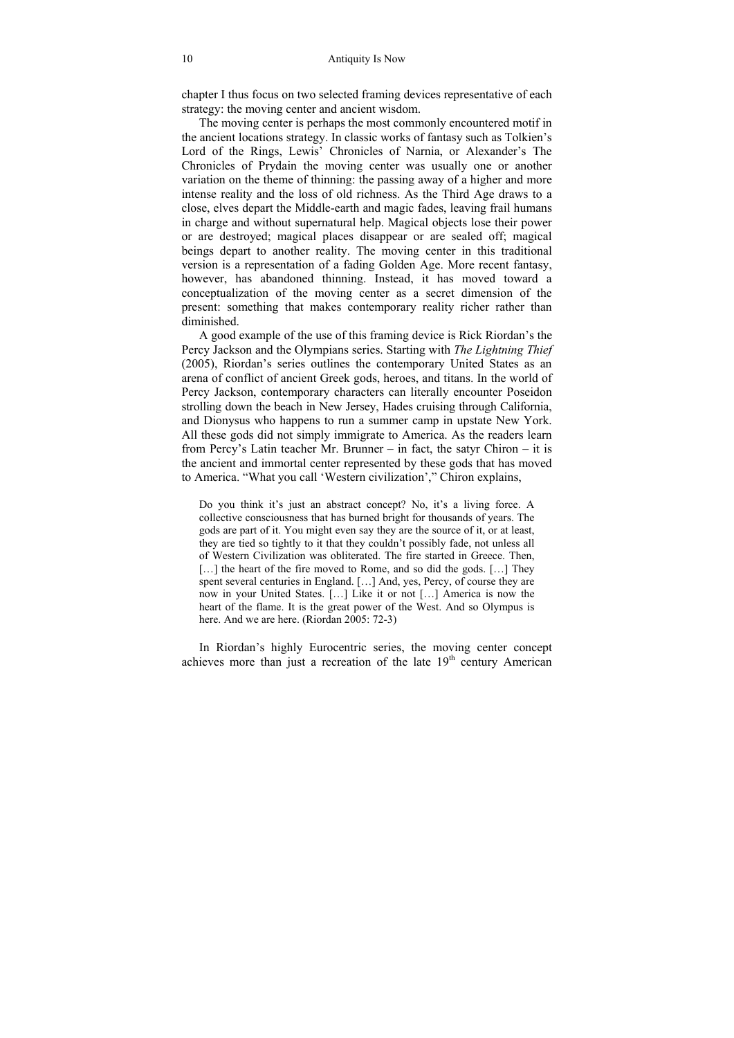chapter I thus focus on two selected framing devices representative of each strategy: the moving center and ancient wisdom.

The moving center is perhaps the most commonly encountered motif in the ancient locations strategy. In classic works of fantasy such as Tolkien's Lord of the Rings, Lewis' Chronicles of Narnia, or Alexander's The Chronicles of Prydain the moving center was usually one or another variation on the theme of thinning: the passing away of a higher and more intense reality and the loss of old richness. As the Third Age draws to a close, elves depart the Middle-earth and magic fades, leaving frail humans in charge and without supernatural help. Magical objects lose their power or are destroyed; magical places disappear or are sealed off; magical beings depart to another reality. The moving center in this traditional version is a representation of a fading Golden Age. More recent fantasy, however, has abandoned thinning. Instead, it has moved toward a conceptualization of the moving center as a secret dimension of the present: something that makes contemporary reality richer rather than diminished.

A good example of the use of this framing device is Rick Riordan's the Percy Jackson and the Olympians series. Starting with *The Lightning Thief* (2005), Riordan's series outlines the contemporary United States as an arena of conflict of ancient Greek gods, heroes, and titans. In the world of Percy Jackson, contemporary characters can literally encounter Poseidon strolling down the beach in New Jersey, Hades cruising through California, and Dionysus who happens to run a summer camp in upstate New York. All these gods did not simply immigrate to America. As the readers learn from Percy's Latin teacher Mr. Brunner – in fact, the satyr Chiron – it is the ancient and immortal center represented by these gods that has moved to America. "What you call 'Western civilization'," Chiron explains,

> Do you think it's just an abstract concept? No, it's a living force. A collective consciousness that has burned bright for thousands of years. The gods are part of it. You might even say they are the source of it, or at least, they are tied so tightly to it that they couldn't possibly fade, not unless all of Western Civilization was obliterated. The fire started in Greece. Then, […] the heart of the fire moved to Rome, and so did the gods. […] They spent several centuries in England. […] And, yes, Percy, of course they are now in your United States. […] Like it or not […] America is now the heart of the flame. It is the great power of the West. And so Olympus is here. And we are here. (Riordan 2005: 72-3)

In Riordan's highly Eurocentric series, the moving center concept achieves more than just a recreation of the late 19th century American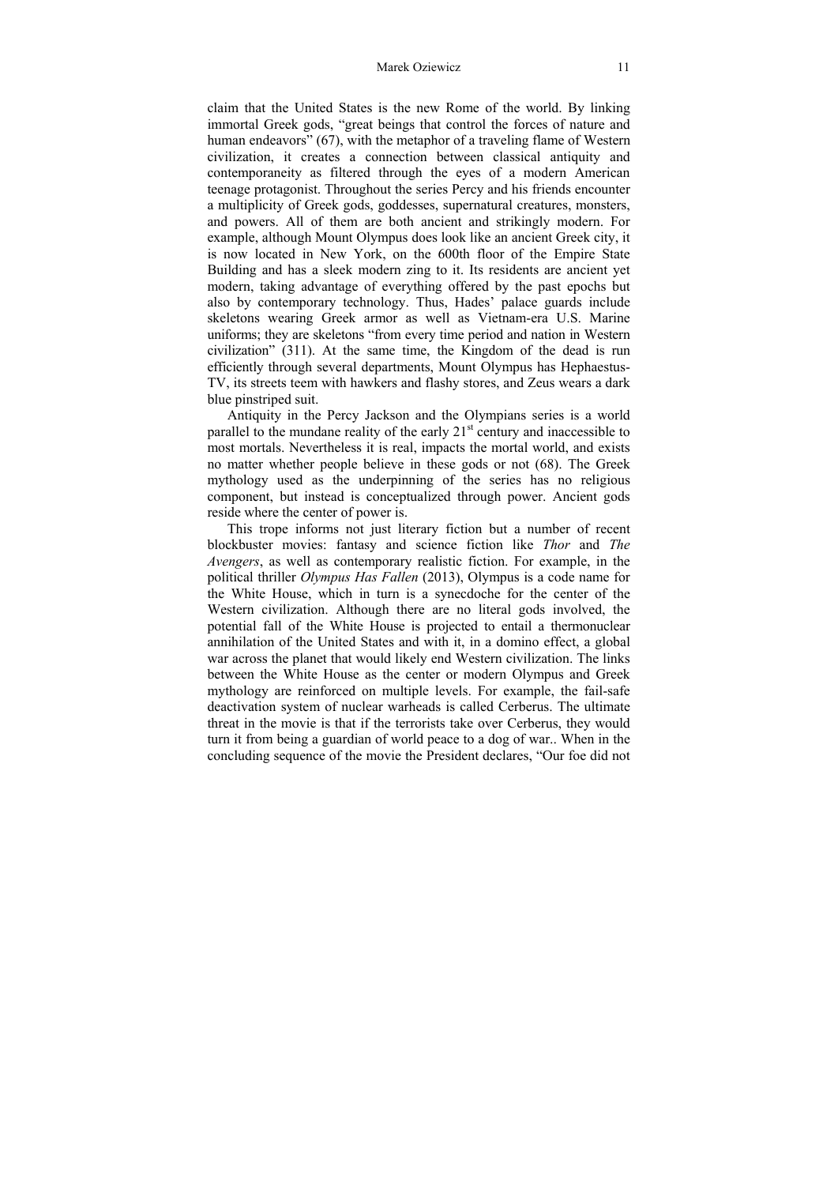claim that the United States is the new Rome of the world. By linking immortal Greek gods, "great beings that control the forces of nature and human endeavors" (67), with the metaphor of a traveling flame of Western civilization, it creates a connection between classical antiquity and contemporaneity as filtered through the eyes of a modern American teenage protagonist. Throughout the series Percy and his friends encounter a multiplicity of Greek gods, goddesses, supernatural creatures, monsters, and powers. All of them are both ancient and strikingly modern. For example, although Mount Olympus does look like an ancient Greek city, it is now located in New York, on the 600th floor of the Empire State Building and has a sleek modern zing to it. Its residents are ancient yet modern, taking advantage of everything offered by the past epochs but also by contemporary technology. Thus, Hades' palace guards include skeletons wearing Greek armor as well as Vietnam-era U.S. Marine uniforms; they are skeletons "from every time period and nation in Western civilization" (311). At the same time, the Kingdom of the dead is run efficiently through several departments, Mount Olympus has Hephaestus-TV, its streets teem with hawkers and flashy stores, and Zeus wears a dark blue pinstriped suit.

Antiquity in the Percy Jackson and the Olympians series is a world parallel to the mundane reality of the early 21st century and inaccessible to most mortals. Nevertheless it is real, impacts the mortal world, and exists no matter whether people believe in these gods or not (68). The Greek mythology used as the underpinning of the series has no religious component, but instead is conceptualized through power. Ancient gods reside where the center of power is.

This trope informs not just literary fiction but a number of recent blockbuster movies: fantasy and science fiction like *Thor* and *The Avengers*, as well as contemporary realistic fiction. For example, in the political thriller *Olympus Has Fallen* (2013), Olympus is a code name for the White House, which in turn is a synecdoche for the center of the Western civilization. Although there are no literal gods involved, the potential fall of the White House is projected to entail a thermonuclear annihilation of the United States and with it, in a domino effect, a global war across the planet that would likely end Western civilization. The links between the White House as the center or modern Olympus and Greek mythology are reinforced on multiple levels. For example, the fail-safe deactivation system of nuclear warheads is called Cerberus. The ultimate threat in the movie is that if the terrorists take over Cerberus, they would turn it from being a guardian of world peace to a dog of war.. When in the concluding sequence of the movie the President declares, "Our foe did not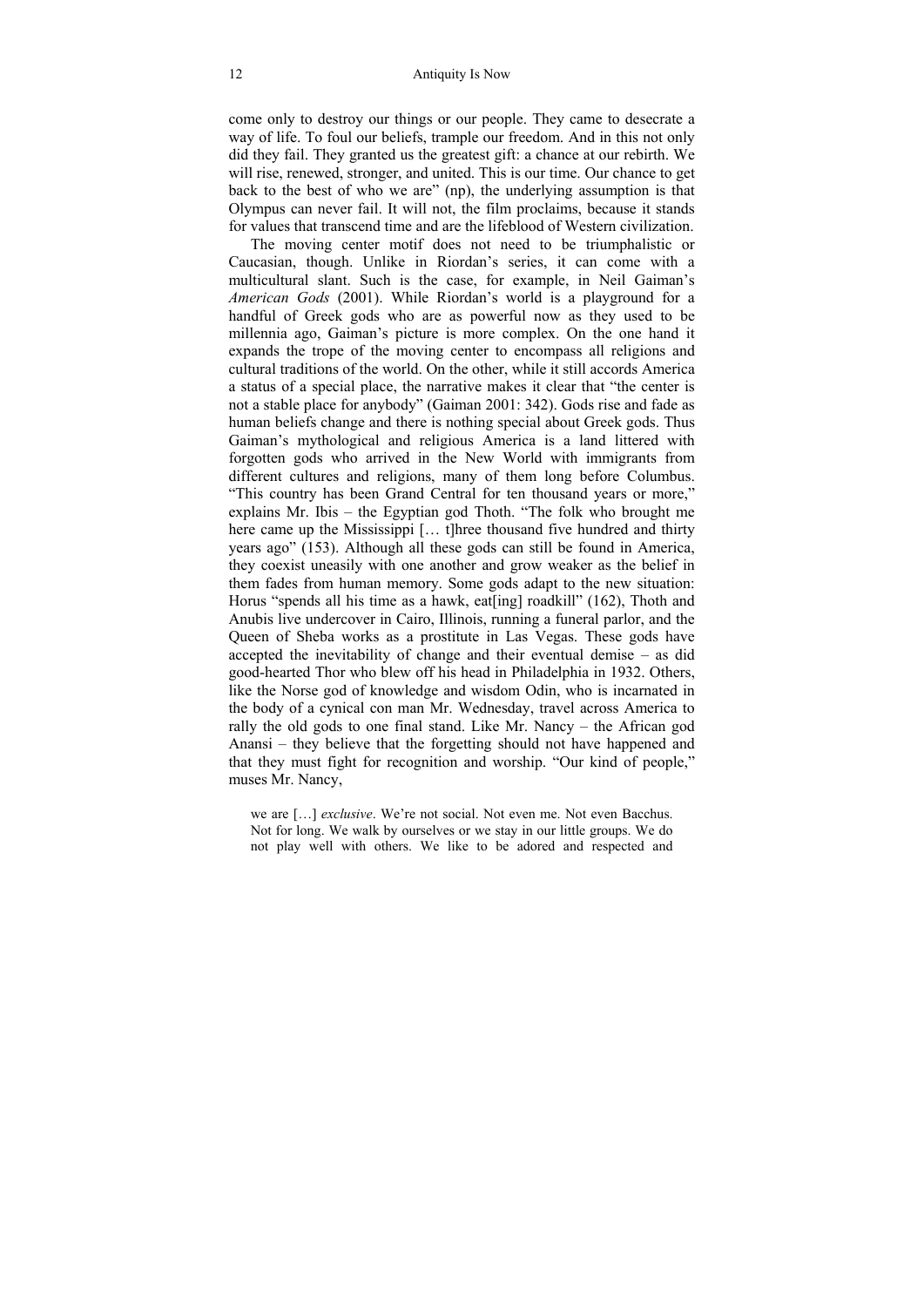come only to destroy our things or our people. They came to desecrate a way of life. To foul our beliefs, trample our freedom. And in this not only did they fail. They granted us the greatest gift: a chance at our rebirth. We will rise, renewed, stronger, and united. This is our time. Our chance to get back to the best of who we are" (np), the underlying assumption is that Olympus can never fail. It will not, the film proclaims, because it stands for values that transcend time and are the lifeblood of Western civilization.

The moving center motif does not need to be triumphalistic or Caucasian, though. Unlike in Riordan's series, it can come with a multicultural slant. Such is the case, for example, in Neil Gaiman's *American Gods* (2001). While Riordan's world is a playground for a handful of Greek gods who are as powerful now as they used to be millennia ago, Gaiman's picture is more complex. On the one hand it expands the trope of the moving center to encompass all religions and cultural traditions of the world. On the other, while it still accords America a status of a special place, the narrative makes it clear that "the center is not a stable place for anybody" (Gaiman 2001: 342). Gods rise and fade as human beliefs change and there is nothing special about Greek gods. Thus Gaiman's mythological and religious America is a land littered with forgotten gods who arrived in the New World with immigrants from different cultures and religions, many of them long before Columbus. "This country has been Grand Central for ten thousand years or more," explains Mr. Ibis – the Egyptian god Thoth. "The folk who brought me here came up the Mississippi [… t]hree thousand five hundred and thirty years ago" (153). Although all these gods can still be found in America, they coexist uneasily with one another and grow weaker as the belief in them fades from human memory. Some gods adapt to the new situation: Horus "spends all his time as a hawk, eat[ing] roadkill" (162), Thoth and Anubis live undercover in Cairo, Illinois, running a funeral parlor, and the Queen of Sheba works as a prostitute in Las Vegas. These gods have accepted the inevitability of change and their eventual demise – as did good-hearted Thor who blew off his head in Philadelphia in 1932. Others, like the Norse god of knowledge and wisdom Odin, who is incarnated in the body of a cynical con man Mr. Wednesday, travel across America to rally the old gods to one final stand. Like Mr. Nancy – the African god Anansi – they believe that the forgetting should not have happened and that they must fight for recognition and worship. "Our kind of people," muses Mr. Nancy,

> we are […] *exclusive*. We're not social. Not even me. Not even Bacchus. Not for long. We walk by ourselves or we stay in our little groups. We do not play well with others. We like to be adored and respected and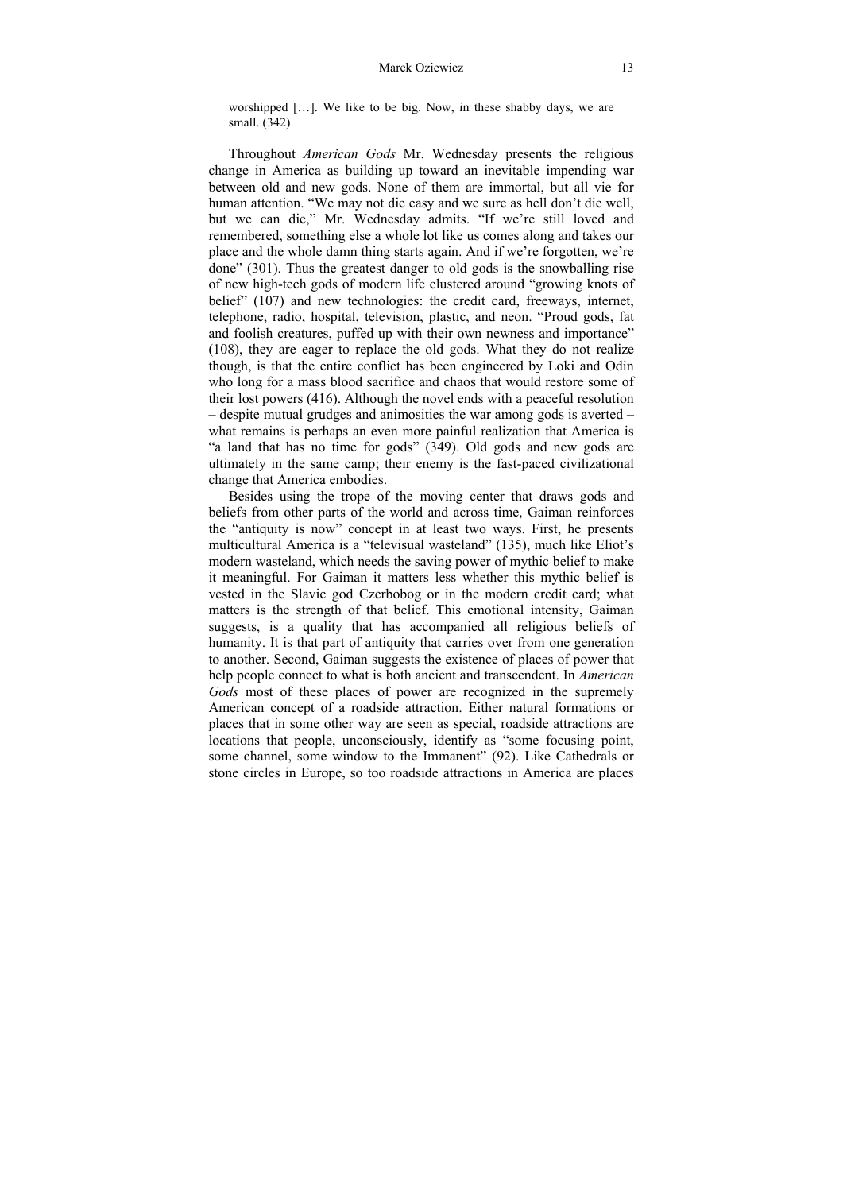> worshipped […]. We like to be big. Now, in these shabby days, we are small. (342)

Throughout *American Gods* Mr. Wednesday presents the religious change in America as building up toward an inevitable impending war between old and new gods. None of them are immortal, but all vie for human attention. "We may not die easy and we sure as hell don't die well, but we can die," Mr. Wednesday admits. "If we're still loved and remembered, something else a whole lot like us comes along and takes our place and the whole damn thing starts again. And if we're forgotten, we're done" (301). Thus the greatest danger to old gods is the snowballing rise of new high-tech gods of modern life clustered around "growing knots of belief" (107) and new technologies: the credit card, freeways, internet, telephone, radio, hospital, television, plastic, and neon. "Proud gods, fat and foolish creatures, puffed up with their own newness and importance" (108), they are eager to replace the old gods. What they do not realize though, is that the entire conflict has been engineered by Loki and Odin who long for a mass blood sacrifice and chaos that would restore some of their lost powers (416). Although the novel ends with a peaceful resolution – despite mutual grudges and animosities the war among gods is averted – what remains is perhaps an even more painful realization that America is "a land that has no time for gods" (349). Old gods and new gods are ultimately in the same camp; their enemy is the fast-paced civilizational change that America embodies.

Besides using the trope of the moving center that draws gods and beliefs from other parts of the world and across time, Gaiman reinforces the "antiquity is now" concept in at least two ways. First, he presents multicultural America is a "televisual wasteland" (135), much like Eliot's modern wasteland, which needs the saving power of mythic belief to make it meaningful. For Gaiman it matters less whether this mythic belief is vested in the Slavic god Czerbobog or in the modern credit card; what matters is the strength of that belief. This emotional intensity, Gaiman suggests, is a quality that has accompanied all religious beliefs of humanity. It is that part of antiquity that carries over from one generation to another. Second, Gaiman suggests the existence of places of power that help people connect to what is both ancient and transcendent. In *American Gods* most of these places of power are recognized in the supremely American concept of a roadside attraction. Either natural formations or places that in some other way are seen as special, roadside attractions are locations that people, unconsciously, identify as "some focusing point, some channel, some window to the Immanent" (92). Like Cathedrals or stone circles in Europe, so too roadside attractions in America are places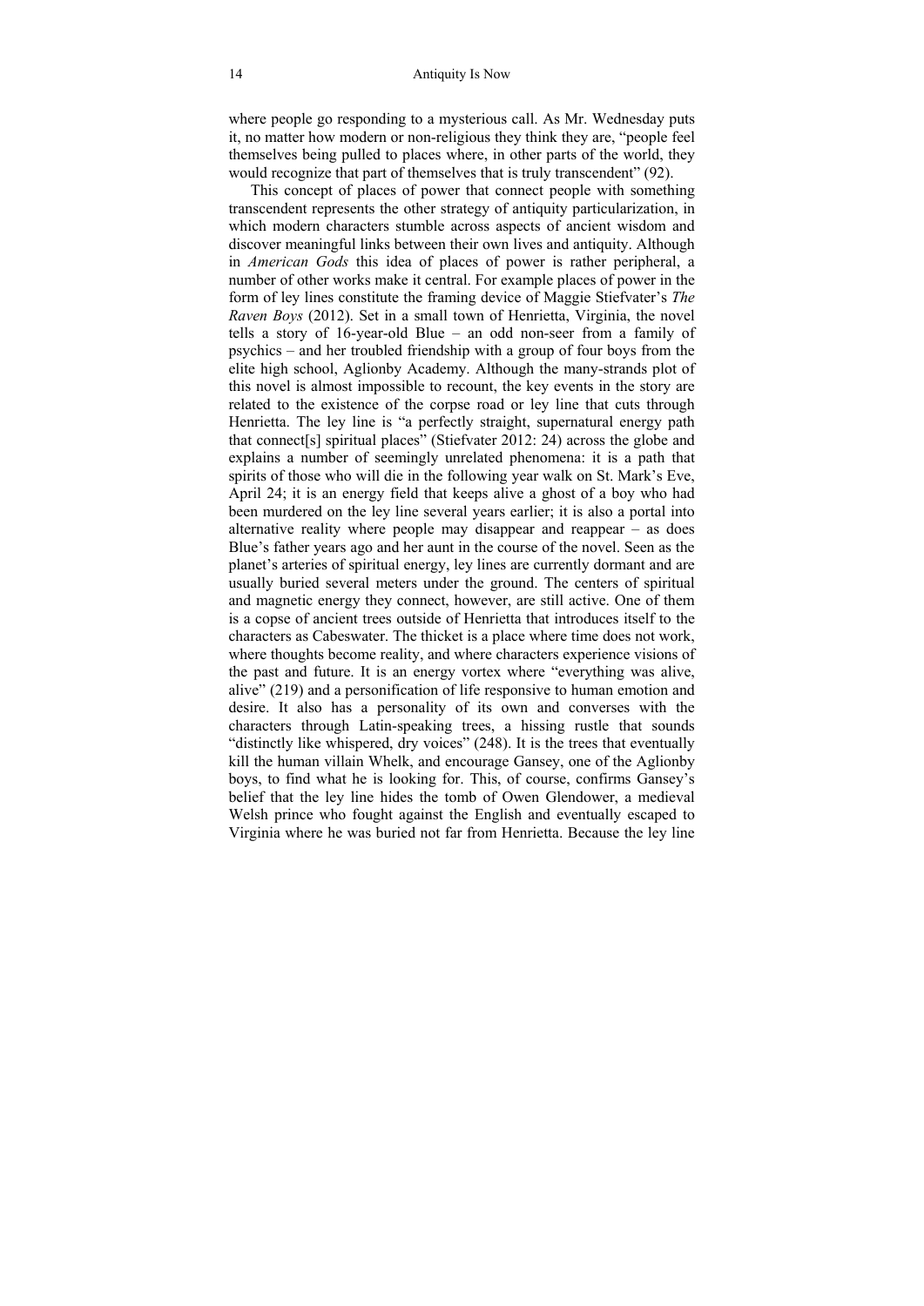where people go responding to a mysterious call. As Mr. Wednesday puts it, no matter how modern or non-religious they think they are, "people feel themselves being pulled to places where, in other parts of the world, they would recognize that part of themselves that is truly transcendent" (92).

This concept of places of power that connect people with something transcendent represents the other strategy of antiquity particularization, in which modern characters stumble across aspects of ancient wisdom and discover meaningful links between their own lives and antiquity. Although in *American Gods* this idea of places of power is rather peripheral, a number of other works make it central. For example places of power in the form of ley lines constitute the framing device of Maggie Stiefvater's *The Raven Boys* (2012). Set in a small town of Henrietta, Virginia, the novel tells a story of 16-year-old Blue – an odd non-seer from a family of psychics – and her troubled friendship with a group of four boys from the elite high school, Aglionby Academy. Although the many-strands plot of this novel is almost impossible to recount, the key events in the story are related to the existence of the corpse road or ley line that cuts through Henrietta. The ley line is "a perfectly straight, supernatural energy path that connect[s] spiritual places" (Stiefvater 2012: 24) across the globe and explains a number of seemingly unrelated phenomena: it is a path that spirits of those who will die in the following year walk on St. Mark's Eve, April 24; it is an energy field that keeps alive a ghost of a boy who had been murdered on the ley line several years earlier; it is also a portal into alternative reality where people may disappear and reappear – as does Blue's father years ago and her aunt in the course of the novel. Seen as the planet's arteries of spiritual energy, ley lines are currently dormant and are usually buried several meters under the ground. The centers of spiritual and magnetic energy they connect, however, are still active. One of them is a copse of ancient trees outside of Henrietta that introduces itself to the characters as Cabeswater. The thicket is a place where time does not work, where thoughts become reality, and where characters experience visions of the past and future. It is an energy vortex where "everything was alive, alive" (219) and a personification of life responsive to human emotion and desire. It also has a personality of its own and converses with the characters through Latin-speaking trees, a hissing rustle that sounds "distinctly like whispered, dry voices" (248). It is the trees that eventually kill the human villain Whelk, and encourage Gansey, one of the Aglionby boys, to find what he is looking for. This, of course, confirms Gansey's belief that the ley line hides the tomb of Owen Glendower, a medieval Welsh prince who fought against the English and eventually escaped to Virginia where he was buried not far from Henrietta. Because the ley line